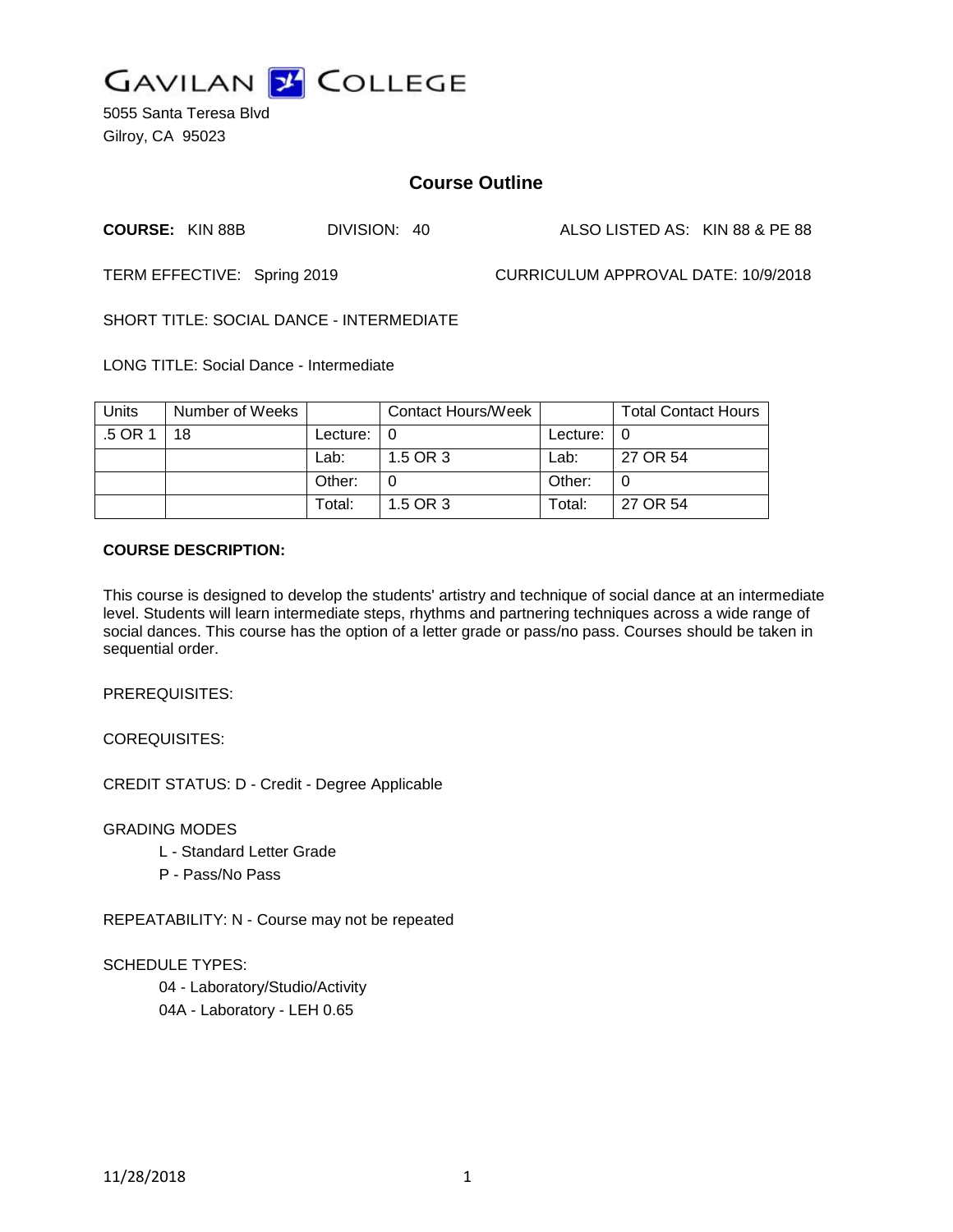# GAVILAN COLLEGE

5055 Santa Teresa Blvd
Gilroy, CA 95023

## Course Outline

**COURSE:** KIN 88B DIVISION: 40 ALSO LISTED AS: KIN 88 & PE 88

TERM EFFECTIVE: Spring 2019 CURRICULUM APPROVAL DATE: 10/9/2018

SHORT TITLE: SOCIAL DANCE - INTERMEDIATE

LONG TITLE: Social Dance - Intermediate

| Units | Number of Weeks | | Contact Hours/Week | | Total Contact Hours |
|---|---|---|---|---|---|
| .5 OR 1 | 18 | Lecture: | 0 | Lecture: | 0 |
| | | Lab: | 1.5 OR 3 | Lab: | 27 OR 54 |
| | | Other: | 0 | Other: | 0 |
| | | Total: | 1.5 OR 3 | Total: | 27 OR 54 |

**COURSE DESCRIPTION:**

This course is designed to develop the students' artistry and technique of social dance at an intermediate level. Students will learn intermediate steps, rhythms and partnering techniques across a wide range of social dances. This course has the option of a letter grade or pass/no pass. Courses should be taken in sequential order.

PREREQUISITES:

COREQUISITES:

CREDIT STATUS: D - Credit - Degree Applicable

GRADING MODES

- L - Standard Letter Grade
- P - Pass/No Pass

REPEATABILITY: N - Course may not be repeated

SCHEDULE TYPES:

- 04 - Laboratory/Studio/Activity
- 04A - Laboratory - LEH 0.65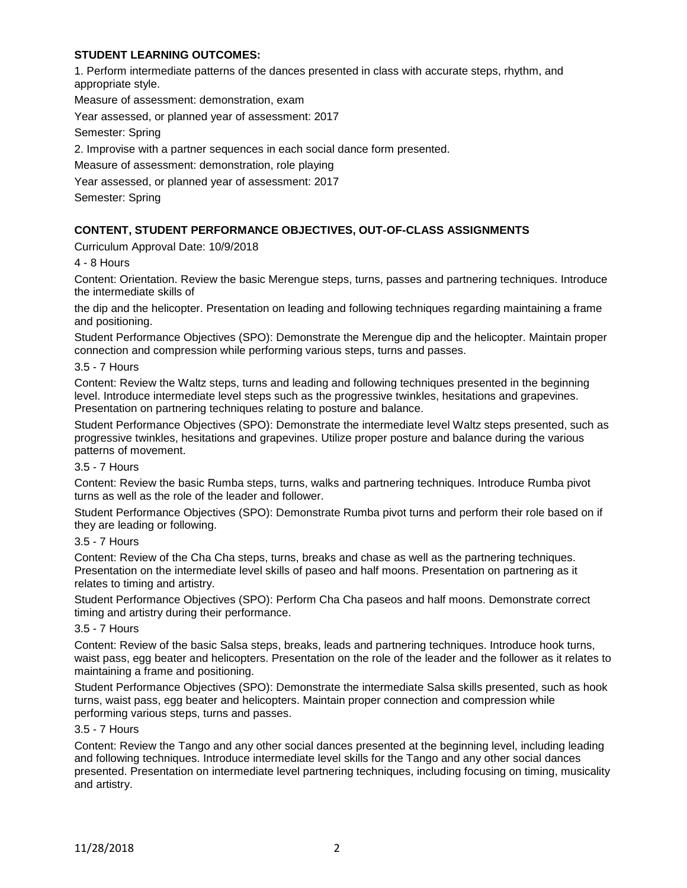### STUDENT LEARNING OUTCOMES:

1. Perform intermediate patterns of the dances presented in class with accurate steps, rhythm, and appropriate style.

Measure of assessment: demonstration, exam

Year assessed, or planned year of assessment: 2017

Semester: Spring

2. Improvise with a partner sequences in each social dance form presented.

Measure of assessment: demonstration, role playing

Year assessed, or planned year of assessment: 2017

Semester: Spring

### CONTENT, STUDENT PERFORMANCE OBJECTIVES, OUT-OF-CLASS ASSIGNMENTS

Curriculum Approval Date: 10/9/2018

4 - 8 Hours

Content: Orientation. Review the basic Merengue steps, turns, passes and partnering techniques. Introduce the intermediate skills of

the dip and the helicopter. Presentation on leading and following techniques regarding maintaining a frame and positioning.

Student Performance Objectives (SPO): Demonstrate the Merengue dip and the helicopter. Maintain proper connection and compression while performing various steps, turns and passes.

3.5 - 7 Hours

Content: Review the Waltz steps, turns and leading and following techniques presented in the beginning level. Introduce intermediate level steps such as the progressive twinkles, hesitations and grapevines. Presentation on partnering techniques relating to posture and balance.

Student Performance Objectives (SPO): Demonstrate the intermediate level Waltz steps presented, such as progressive twinkles, hesitations and grapevines. Utilize proper posture and balance during the various patterns of movement.

3.5 - 7 Hours

Content: Review the basic Rumba steps, turns, walks and partnering techniques. Introduce Rumba pivot turns as well as the role of the leader and follower.

Student Performance Objectives (SPO): Demonstrate Rumba pivot turns and perform their role based on if they are leading or following.

3.5 - 7 Hours

Content: Review of the Cha Cha steps, turns, breaks and chase as well as the partnering techniques. Presentation on the intermediate level skills of paseo and half moons. Presentation on partnering as it relates to timing and artistry.

Student Performance Objectives (SPO): Perform Cha Cha paseos and half moons. Demonstrate correct timing and artistry during their performance.

3.5 - 7 Hours

Content: Review of the basic Salsa steps, breaks, leads and partnering techniques. Introduce hook turns, waist pass, egg beater and helicopters. Presentation on the role of the leader and the follower as it relates to maintaining a frame and positioning.

Student Performance Objectives (SPO): Demonstrate the intermediate Salsa skills presented, such as hook turns, waist pass, egg beater and helicopters. Maintain proper connection and compression while performing various steps, turns and passes.

3.5 - 7 Hours

Content: Review the Tango and any other social dances presented at the beginning level, including leading and following techniques. Introduce intermediate level skills for the Tango and any other social dances presented. Presentation on intermediate level partnering techniques, including focusing on timing, musicality and artistry.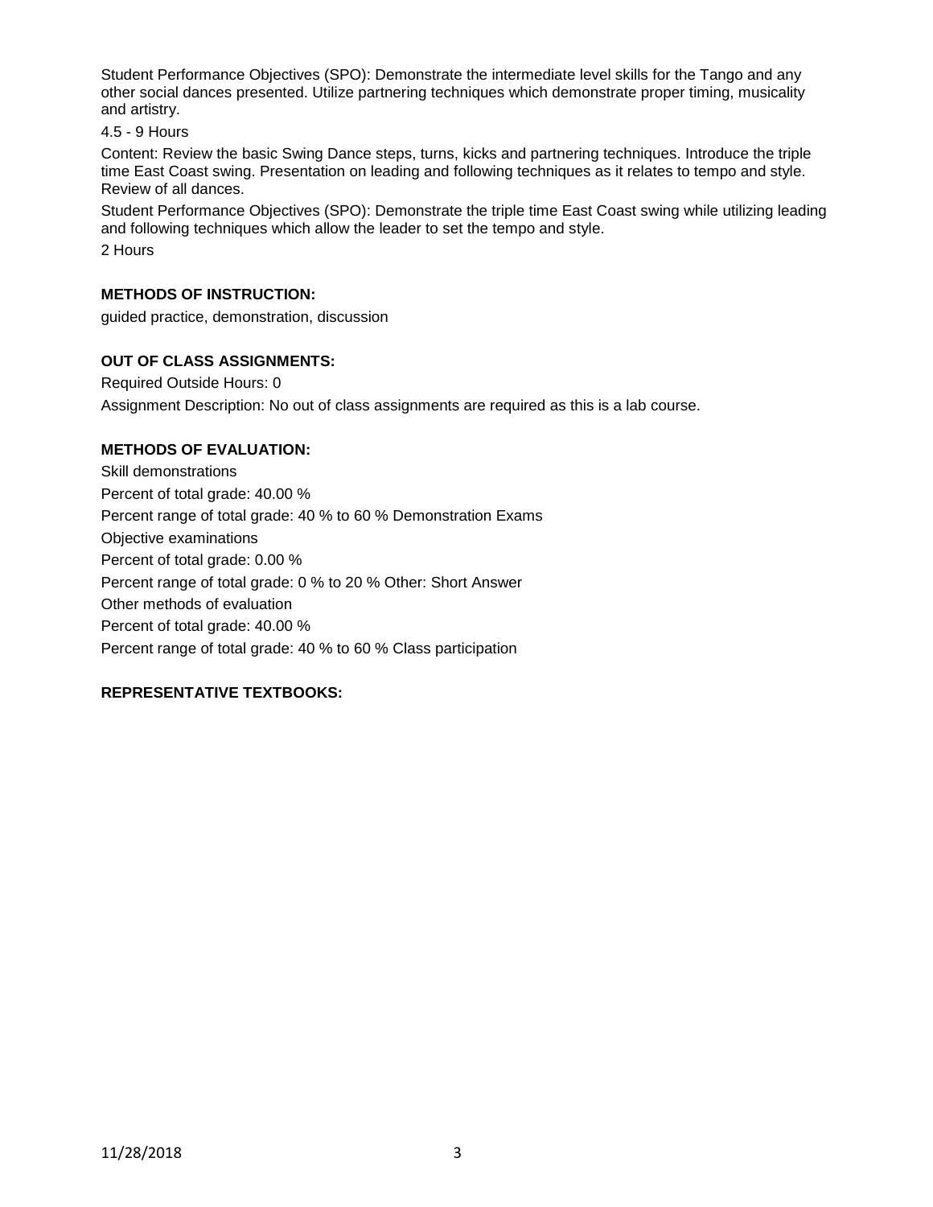Student Performance Objectives (SPO): Demonstrate the intermediate level skills for the Tango and any other social dances presented. Utilize partnering techniques which demonstrate proper timing, musicality and artistry.

4.5 - 9 Hours

Content: Review the basic Swing Dance steps, turns, kicks and partnering techniques. Introduce the triple time East Coast swing. Presentation on leading and following techniques as it relates to tempo and style. Review of all dances.

Student Performance Objectives (SPO): Demonstrate the triple time East Coast swing while utilizing leading and following techniques which allow the leader to set the tempo and style.

2 Hours

**METHODS OF INSTRUCTION:**

guided practice, demonstration, discussion

**OUT OF CLASS ASSIGNMENTS:**

Required Outside Hours: 0

Assignment Description: No out of class assignments are required as this is a lab course.

**METHODS OF EVALUATION:**

Skill demonstrations

Percent of total grade: 40.00 %

Percent range of total grade: 40 % to 60 % Demonstration Exams

Objective examinations

Percent of total grade: 0.00 %

Percent range of total grade: 0 % to 20 % Other: Short Answer

Other methods of evaluation

Percent of total grade: 40.00 %

Percent range of total grade: 40 % to 60 % Class participation

**REPRESENTATIVE TEXTBOOKS:**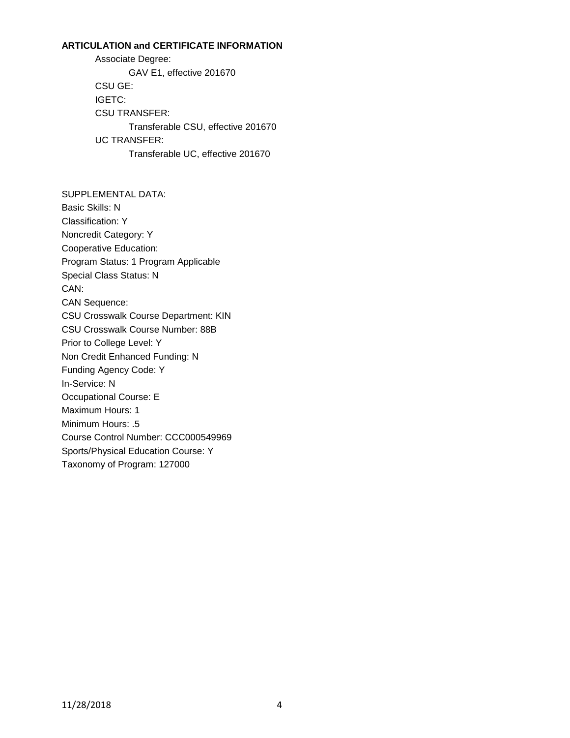**ARTICULATION and CERTIFICATE INFORMATION**

Associate Degree:

GAV E1, effective 201670

CSU GE:

IGETC:

CSU TRANSFER:

Transferable CSU, effective 201670

UC TRANSFER:

Transferable UC, effective 201670

SUPPLEMENTAL DATA:
Basic Skills: N
Classification: Y
Noncredit Category: Y
Cooperative Education:
Program Status: 1 Program Applicable
Special Class Status: N
CAN:
CAN Sequence:
CSU Crosswalk Course Department: KIN
CSU Crosswalk Course Number: 88B
Prior to College Level: Y
Non Credit Enhanced Funding: N
Funding Agency Code: Y
In-Service: N
Occupational Course: E
Maximum Hours: 1
Minimum Hours: .5
Course Control Number: CCC000549969
Sports/Physical Education Course: Y
Taxonomy of Program: 127000